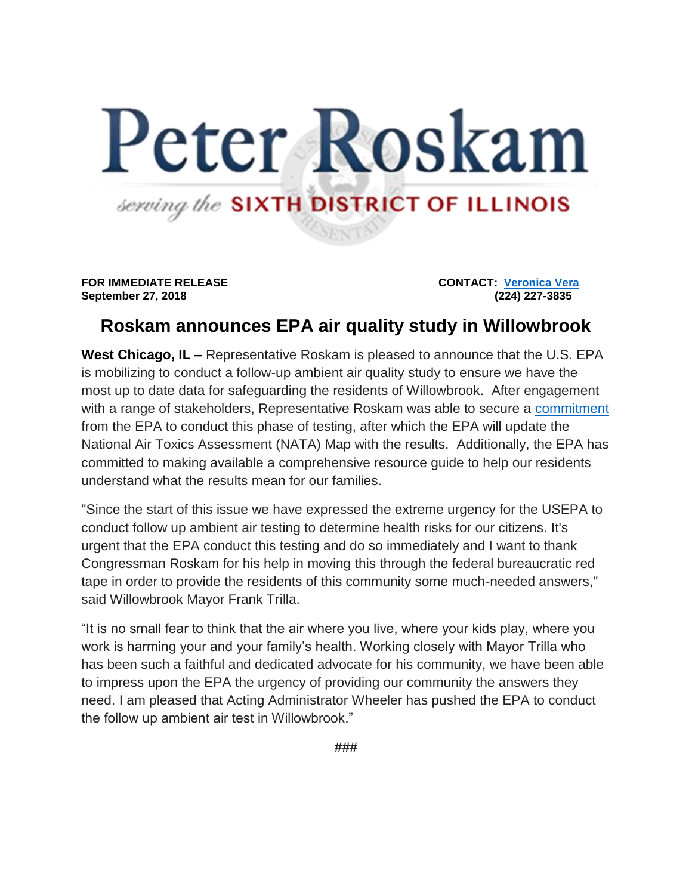# Peter Roskam

*serving the* **SIXTH DISTRICT OF ILLINOIS**

**FOR IMMEDIATE RELEASE**
**September 27, 2018**

**CONTACT: Veronica Vera**
**(224) 227-3835**

## Roskam announces EPA air quality study in Willowbrook

**West Chicago, IL –** Representative Roskam is pleased to announce that the U.S. EPA is mobilizing to conduct a follow-up ambient air quality study to ensure we have the most up to date data for safeguarding the residents of Willowbrook. After engagement with a range of stakeholders, Representative Roskam was able to secure a commitment from the EPA to conduct this phase of testing, after which the EPA will update the National Air Toxics Assessment (NATA) Map with the results. Additionally, the EPA has committed to making available a comprehensive resource guide to help our residents understand what the results mean for our families.

"Since the start of this issue we have expressed the extreme urgency for the USEPA to conduct follow up ambient air testing to determine health risks for our citizens. It's urgent that the EPA conduct this testing and do so immediately and I want to thank Congressman Roskam for his help in moving this through the federal bureaucratic red tape in order to provide the residents of this community some much-needed answers," said Willowbrook Mayor Frank Trilla.

"It is no small fear to think that the air where you live, where your kids play, where you work is harming your and your family's health. Working closely with Mayor Trilla who has been such a faithful and dedicated advocate for his community, we have been able to impress upon the EPA the urgency of providing our community the answers they need. I am pleased that Acting Administrator Wheeler has pushed the EPA to conduct the follow up ambient air test in Willowbrook."

###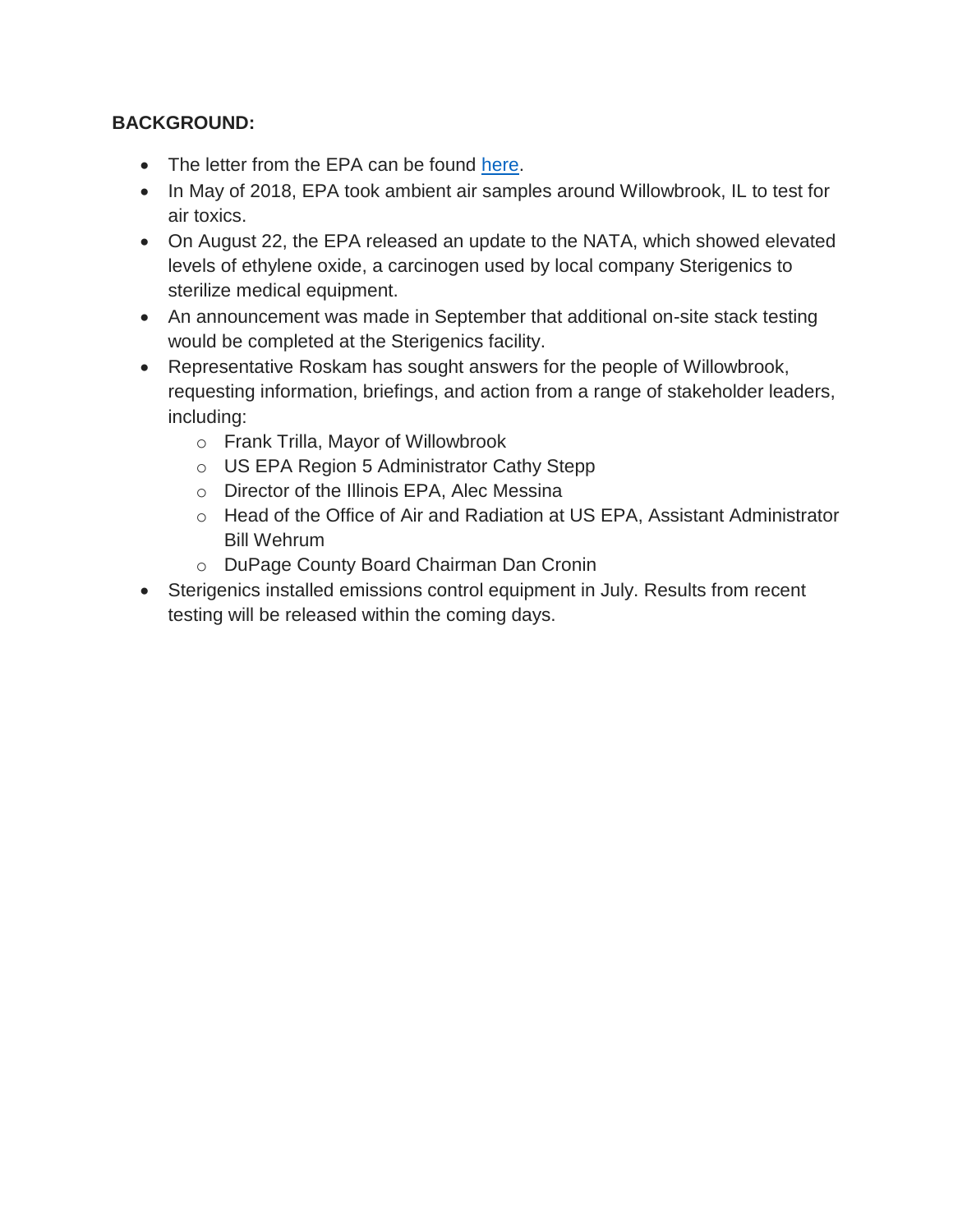**BACKGROUND:**

- The letter from the EPA can be found here.
- In May of 2018, EPA took ambient air samples around Willowbrook, IL to test for air toxics.
- On August 22, the EPA released an update to the NATA, which showed elevated levels of ethylene oxide, a carcinogen used by local company Sterigenics to sterilize medical equipment.
- An announcement was made in September that additional on-site stack testing would be completed at the Sterigenics facility.
- Representative Roskam has sought answers for the people of Willowbrook, requesting information, briefings, and action from a range of stakeholder leaders, including:
  - Frank Trilla, Mayor of Willowbrook
  - US EPA Region 5 Administrator Cathy Stepp
  - Director of the Illinois EPA, Alec Messina
  - Head of the Office of Air and Radiation at US EPA, Assistant Administrator Bill Wehrum
  - DuPage County Board Chairman Dan Cronin
- Sterigenics installed emissions control equipment in July. Results from recent testing will be released within the coming days.